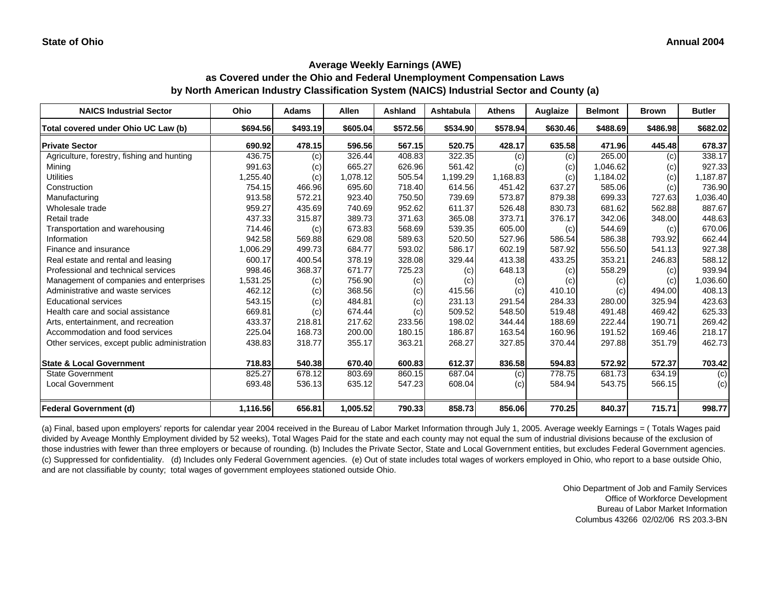**State of Ohio** **Annual 2004**

# Average Weekly Earnings (AWE)
## as Covered under the Ohio and Federal Unemployment Compensation Laws
## by North American Industry Classification System (NAICS) Industrial Sector and County (a)

| NAICS Industrial Sector | Ohio | Adams | Allen | Ashland | Ashtabula | Athens | Auglaize | Belmont | Brown | Butler |
|---|---|---|---|---|---|---|---|---|---|---|
| **Total covered under Ohio UC Law (b)** | **$694.56** | **$493.19** | **$605.04** | **$572.56** | **$534.90** | **$578.94** | **$630.46** | **$488.69** | **$486.98** | **$682.02** |
| **Private Sector** | **690.92** | **478.15** | **596.56** | **567.15** | **520.75** | **428.17** | **635.58** | **471.96** | **445.48** | **678.37** |
| Agriculture, forestry, fishing and hunting | 436.75 | (c) | 326.44 | 408.83 | 322.35 | (c) | (c) | 265.00 | (c) | 338.17 |
| Mining | 991.63 | (c) | 665.27 | 626.96 | 561.42 | (c) | (c) | 1,046.62 | (c) | 927.33 |
| Utilities | 1,255.40 | (c) | 1,078.12 | 505.54 | 1,199.29 | 1,168.83 | (c) | 1,184.02 | (c) | 1,187.87 |
| Construction | 754.15 | 466.96 | 695.60 | 718.40 | 614.56 | 451.42 | 637.27 | 585.06 | (c) | 736.90 |
| Manufacturing | 913.58 | 572.21 | 923.40 | 750.50 | 739.69 | 573.87 | 879.38 | 699.33 | 727.63 | 1,036.40 |
| Wholesale trade | 959.27 | 435.69 | 740.69 | 952.62 | 611.37 | 526.48 | 830.73 | 681.62 | 562.88 | 887.67 |
| Retail trade | 437.33 | 315.87 | 389.73 | 371.63 | 365.08 | 373.71 | 376.17 | 342.06 | 348.00 | 448.63 |
| Transportation and warehousing | 714.46 | (c) | 673.83 | 568.69 | 539.35 | 605.00 | (c) | 544.69 | (c) | 670.06 |
| Information | 942.58 | 569.88 | 629.08 | 589.63 | 520.50 | 527.96 | 586.54 | 586.38 | 793.92 | 662.44 |
| Finance and insurance | 1,006.29 | 499.73 | 684.77 | 593.02 | 586.17 | 602.19 | 587.92 | 556.50 | 541.13 | 927.38 |
| Real estate and rental and leasing | 600.17 | 400.54 | 378.19 | 328.08 | 329.44 | 413.38 | 433.25 | 353.21 | 246.83 | 588.12 |
| Professional and technical services | 998.46 | 368.37 | 671.77 | 725.23 | (c) | 648.13 | (c) | 558.29 | (c) | 939.94 |
| Management of companies and enterprises | 1,531.25 | (c) | 756.90 | (c) | (c) | (c) | (c) | (c) | (c) | 1,036.60 |
| Administrative and waste services | 462.12 | (c) | 368.56 | (c) | 415.56 | (c) | 410.10 | (c) | 494.00 | 408.13 |
| Educational services | 543.15 | (c) | 484.81 | (c) | 231.13 | 291.54 | 284.33 | 280.00 | 325.94 | 423.63 |
| Health care and social assistance | 669.81 | (c) | 674.44 | (c) | 509.52 | 548.50 | 519.48 | 491.48 | 469.42 | 625.33 |
| Arts, entertainment, and recreation | 433.37 | 218.81 | 217.62 | 233.56 | 198.02 | 344.44 | 188.69 | 222.44 | 190.71 | 269.42 |
| Accommodation and food services | 225.04 | 168.73 | 200.00 | 180.15 | 186.87 | 163.54 | 160.96 | 191.52 | 169.46 | 218.17 |
| Other services, except public administration | 438.83 | 318.77 | 355.17 | 363.21 | 268.27 | 327.85 | 370.44 | 297.88 | 351.79 | 462.73 |
| **State & Local Government** | **718.83** | **540.38** | **670.40** | **600.83** | **612.37** | **836.58** | **594.83** | **572.92** | **572.37** | **703.42** |
| State Government | 825.27 | 678.12 | 803.69 | 860.15 | 687.04 | (c) | 778.75 | 681.73 | 634.19 | (c) |
| Local Government | 693.48 | 536.13 | 635.12 | 547.23 | 608.04 | (c) | 584.94 | 543.75 | 566.15 | (c) |
| **Federal Government (d)** | **1,116.56** | **656.81** | **1,005.52** | **790.33** | **858.73** | **856.06** | **770.25** | **840.37** | **715.71** | **998.77** |

(a) Final, based upon employers' reports for calendar year 2004 received in the Bureau of Labor Market Information through July 1, 2005. Average weekly Earnings = ( Totals Wages paid divided by Aveage Monthly Employment divided by 52 weeks), Total Wages Paid for the state and each county may not equal the sum of industrial divisions because of the exclusion of those industries with fewer than three employers or because of rounding. (b) Includes the Private Sector, State and Local Government entities, but excludes Federal Government agencies. (c) Suppressed for confidentiality. (d) Includes only Federal Government agencies. (e) Out of state includes total wages of workers employed in Ohio, who report to a base outside Ohio, and are not classifiable by county; total wages of government employees stationed outside Ohio.

Ohio Department of Job and Family Services
Office of Workforce Development
Bureau of Labor Market Information
Columbus 43266 02/02/06 RS 203.3-BN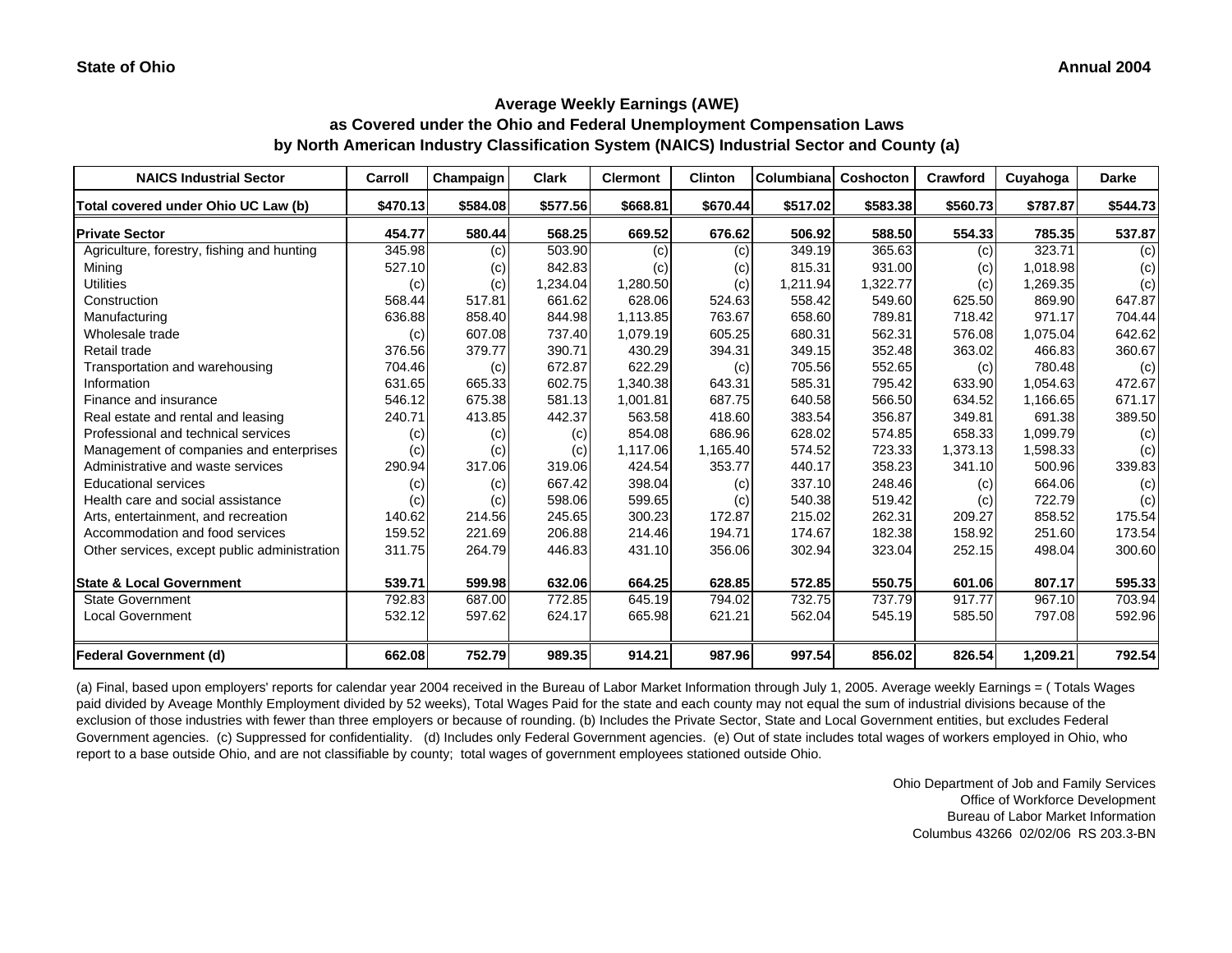State of Ohio

Annual 2004

## Average Weekly Earnings (AWE)
## as Covered under the Ohio and Federal Unemployment Compensation Laws
## by North American Industry Classification System (NAICS) Industrial Sector and County (a)

| NAICS Industrial Sector | Carroll | Champaign | Clark | Clermont | Clinton | Columbiana | Coshocton | Crawford | Cuyahoga | Darke |
|---|---|---|---|---|---|---|---|---|---|---|
| **Total covered under Ohio UC Law (b)** | **$470.13** | **$584.08** | **$577.56** | **$668.81** | **$670.44** | **$517.02** | **$583.38** | **$560.73** | **$787.87** | **$544.73** |
| **Private Sector** | **454.77** | **580.44** | **568.25** | **669.52** | **676.62** | **506.92** | **588.50** | **554.33** | **785.35** | **537.87** |
| Agriculture, forestry, fishing and hunting | 345.98 | (c) | 503.90 | (c) | (c) | 349.19 | 365.63 | (c) | 323.71 | (c) |
| Mining | 527.10 | (c) | 842.83 | (c) | (c) | 815.31 | 931.00 | (c) | 1,018.98 | (c) |
| Utilities | (c) | (c) | 1,234.04 | 1,280.50 | (c) | 1,211.94 | 1,322.77 | (c) | 1,269.35 | (c) |
| Construction | 568.44 | 517.81 | 661.62 | 628.06 | 524.63 | 558.42 | 549.60 | 625.50 | 869.90 | 647.87 |
| Manufacturing | 636.88 | 858.40 | 844.98 | 1,113.85 | 763.67 | 658.60 | 789.81 | 718.42 | 971.17 | 704.44 |
| Wholesale trade | (c) | 607.08 | 737.40 | 1,079.19 | 605.25 | 680.31 | 562.31 | 576.08 | 1,075.04 | 642.62 |
| Retail trade | 376.56 | 379.77 | 390.71 | 430.29 | 394.31 | 349.15 | 352.48 | 363.02 | 466.83 | 360.67 |
| Transportation and warehousing | 704.46 | (c) | 672.87 | 622.29 | (c) | 705.56 | 552.65 | (c) | 780.48 | (c) |
| Information | 631.65 | 665.33 | 602.75 | 1,340.38 | 643.31 | 585.31 | 795.42 | 633.90 | 1,054.63 | 472.67 |
| Finance and insurance | 546.12 | 675.38 | 581.13 | 1,001.81 | 687.75 | 640.58 | 566.50 | 634.52 | 1,166.65 | 671.17 |
| Real estate and rental and leasing | 240.71 | 413.85 | 442.37 | 563.58 | 418.60 | 383.54 | 356.87 | 349.81 | 691.38 | 389.50 |
| Professional and technical services | (c) | (c) | (c) | 854.08 | 686.96 | 628.02 | 574.85 | 658.33 | 1,099.79 | (c) |
| Management of companies and enterprises | (c) | (c) | (c) | 1,117.06 | 1,165.40 | 574.52 | 723.33 | 1,373.13 | 1,598.33 | (c) |
| Administrative and waste services | 290.94 | 317.06 | 319.06 | 424.54 | 353.77 | 440.17 | 358.23 | 341.10 | 500.96 | 339.83 |
| Educational services | (c) | (c) | 667.42 | 398.04 | (c) | 337.10 | 248.46 | (c) | 664.06 | (c) |
| Health care and social assistance | (c) | (c) | 598.06 | 599.65 | (c) | 540.38 | 519.42 | (c) | 722.79 | (c) |
| Arts, entertainment, and recreation | 140.62 | 214.56 | 245.65 | 300.23 | 172.87 | 215.02 | 262.31 | 209.27 | 858.52 | 175.54 |
| Accommodation and food services | 159.52 | 221.69 | 206.88 | 214.46 | 194.71 | 174.67 | 182.38 | 158.92 | 251.60 | 173.54 |
| Other services, except public administration | 311.75 | 264.79 | 446.83 | 431.10 | 356.06 | 302.94 | 323.04 | 252.15 | 498.04 | 300.60 |
| **State & Local Government** | **539.71** | **599.98** | **632.06** | **664.25** | **628.85** | **572.85** | **550.75** | **601.06** | **807.17** | **595.33** |
| State Government | 792.83 | 687.00 | 772.85 | 645.19 | 794.02 | 732.75 | 737.79 | 917.77 | 967.10 | 703.94 |
| Local Government | 532.12 | 597.62 | 624.17 | 665.98 | 621.21 | 562.04 | 545.19 | 585.50 | 797.08 | 592.96 |
| **Federal Government (d)** | **662.08** | **752.79** | **989.35** | **914.21** | **987.96** | **997.54** | **856.02** | **826.54** | **1,209.21** | **792.54** |

(a) Final, based upon employers' reports for calendar year 2004 received in the Bureau of Labor Market Information through July 1, 2005. Average weekly Earnings = ( Totals Wages paid divided by Aveage Monthly Employment divided by 52 weeks), Total Wages Paid for the state and each county may not equal the sum of industrial divisions because of the exclusion of those industries with fewer than three employers or because of rounding. (b) Includes the Private Sector, State and Local Government entities, but excludes Federal Government agencies. (c) Suppressed for confidentiality. (d) Includes only Federal Government agencies. (e) Out of state includes total wages of workers employed in Ohio, who report to a base outside Ohio, and are not classifiable by county; total wages of government employees stationed outside Ohio.

Ohio Department of Job and Family Services
Office of Workforce Development
Bureau of Labor Market Information
Columbus 43266 02/02/06 RS 203.3-BN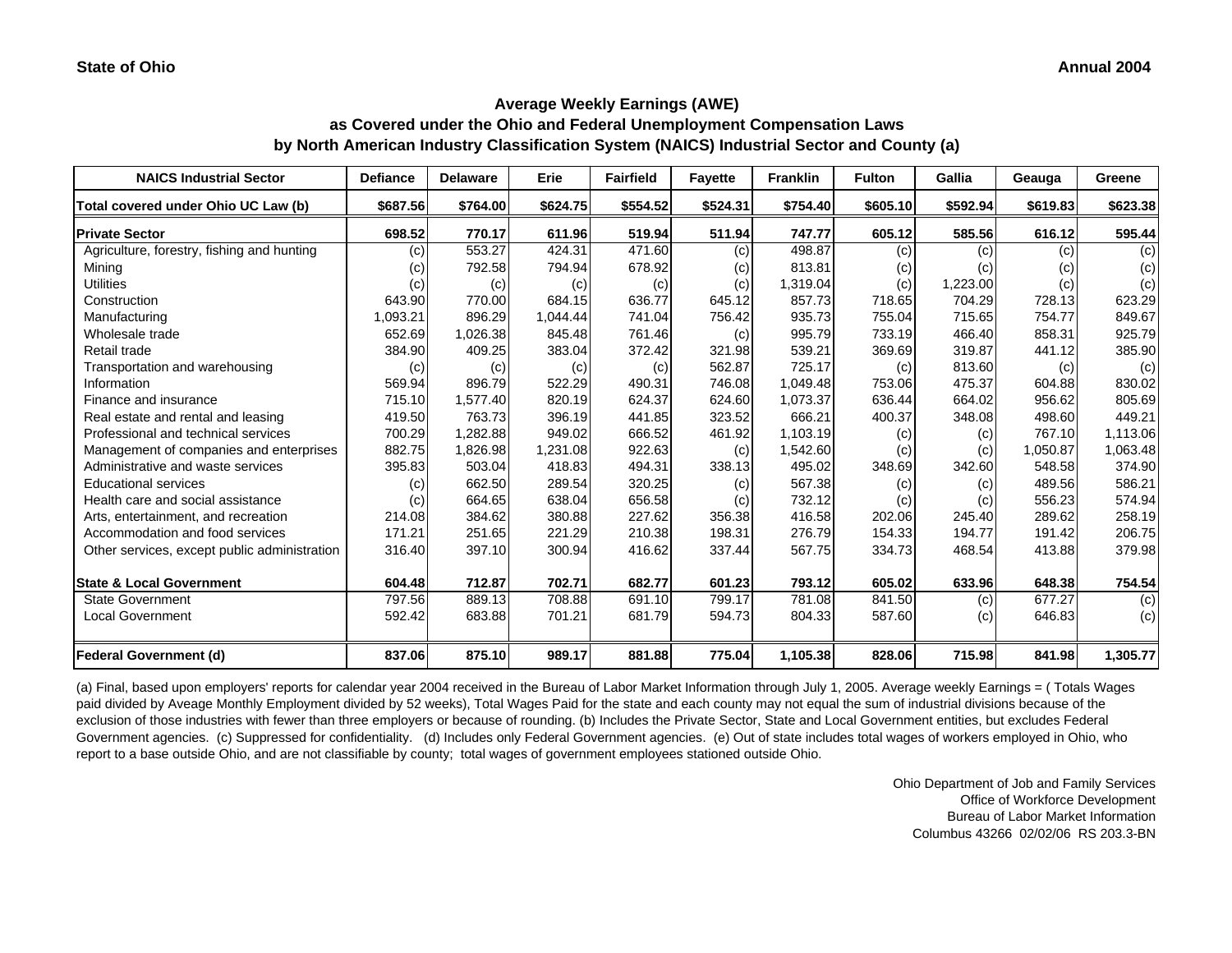State of Ohio

Annual 2004

## Average Weekly Earnings (AWE)
## as Covered under the Ohio and Federal Unemployment Compensation Laws
## by North American Industry Classification System (NAICS) Industrial Sector and County (a)

| NAICS Industrial Sector | Defiance | Delaware | Erie | Fairfield | Fayette | Franklin | Fulton | Gallia | Geauga | Greene |
|---|---|---|---|---|---|---|---|---|---|---|
| **Total covered under Ohio UC Law (b)** | **$687.56** | **$764.00** | **$624.75** | **$554.52** | **$524.31** | **$754.40** | **$605.10** | **$592.94** | **$619.83** | **$623.38** |
| **Private Sector** | **698.52** | **770.17** | **611.96** | **519.94** | **511.94** | **747.77** | **605.12** | **585.56** | **616.12** | **595.44** |
| Agriculture, forestry, fishing and hunting | (c) | 553.27 | 424.31 | 471.60 | (c) | 498.87 | (c) | (c) | (c) | (c) |
| Mining | (c) | 792.58 | 794.94 | 678.92 | (c) | 813.81 | (c) | (c) | (c) | (c) |
| Utilities | (c) | (c) | (c) | (c) | (c) | 1,319.04 | (c) | 1,223.00 | (c) | (c) |
| Construction | 643.90 | 770.00 | 684.15 | 636.77 | 645.12 | 857.73 | 718.65 | 704.29 | 728.13 | 623.29 |
| Manufacturing | 1,093.21 | 896.29 | 1,044.44 | 741.04 | 756.42 | 935.73 | 755.04 | 715.65 | 754.77 | 849.67 |
| Wholesale trade | 652.69 | 1,026.38 | 845.48 | 761.46 | (c) | 995.79 | 733.19 | 466.40 | 858.31 | 925.79 |
| Retail trade | 384.90 | 409.25 | 383.04 | 372.42 | 321.98 | 539.21 | 369.69 | 319.87 | 441.12 | 385.90 |
| Transportation and warehousing | (c) | (c) | (c) | (c) | 562.87 | 725.17 | (c) | 813.60 | (c) | (c) |
| Information | 569.94 | 896.79 | 522.29 | 490.31 | 746.08 | 1,049.48 | 753.06 | 475.37 | 604.88 | 830.02 |
| Finance and insurance | 715.10 | 1,577.40 | 820.19 | 624.37 | 624.60 | 1,073.37 | 636.44 | 664.02 | 956.62 | 805.69 |
| Real estate and rental and leasing | 419.50 | 763.73 | 396.19 | 441.85 | 323.52 | 666.21 | 400.37 | 348.08 | 498.60 | 449.21 |
| Professional and technical services | 700.29 | 1,282.88 | 949.02 | 666.52 | 461.92 | 1,103.19 | (c) | (c) | 767.10 | 1,113.06 |
| Management of companies and enterprises | 882.75 | 1,826.98 | 1,231.08 | 922.63 | (c) | 1,542.60 | (c) | (c) | 1,050.87 | 1,063.48 |
| Administrative and waste services | 395.83 | 503.04 | 418.83 | 494.31 | 338.13 | 495.02 | 348.69 | 342.60 | 548.58 | 374.90 |
| Educational services | (c) | 662.50 | 289.54 | 320.25 | (c) | 567.38 | (c) | (c) | 489.56 | 586.21 |
| Health care and social assistance | (c) | 664.65 | 638.04 | 656.58 | (c) | 732.12 | (c) | (c) | 556.23 | 574.94 |
| Arts, entertainment, and recreation | 214.08 | 384.62 | 380.88 | 227.62 | 356.38 | 416.58 | 202.06 | 245.40 | 289.62 | 258.19 |
| Accommodation and food services | 171.21 | 251.65 | 221.29 | 210.38 | 198.31 | 276.79 | 154.33 | 194.77 | 191.42 | 206.75 |
| Other services, except public administration | 316.40 | 397.10 | 300.94 | 416.62 | 337.44 | 567.75 | 334.73 | 468.54 | 413.88 | 379.98 |
| **State & Local Government** | **604.48** | **712.87** | **702.71** | **682.77** | **601.23** | **793.12** | **605.02** | **633.96** | **648.38** | **754.54** |
| State Government | 797.56 | 889.13 | 708.88 | 691.10 | 799.17 | 781.08 | 841.50 | (c) | 677.27 | (c) |
| Local Government | 592.42 | 683.88 | 701.21 | 681.79 | 594.73 | 804.33 | 587.60 | (c) | 646.83 | (c) |
| **Federal Government (d)** | **837.06** | **875.10** | **989.17** | **881.88** | **775.04** | **1,105.38** | **828.06** | **715.98** | **841.98** | **1,305.77** |

(a) Final, based upon employers' reports for calendar year 2004 received in the Bureau of Labor Market Information through July 1, 2005. Average weekly Earnings = ( Totals Wages paid divided by Aveage Monthly Employment divided by 52 weeks), Total Wages Paid for the state and each county may not equal the sum of industrial divisions because of the exclusion of those industries with fewer than three employers or because of rounding. (b) Includes the Private Sector, State and Local Government entities, but excludes Federal Government agencies. (c) Suppressed for confidentiality. (d) Includes only Federal Government agencies. (e) Out of state includes total wages of workers employed in Ohio, who report to a base outside Ohio, and are not classifiable by county; total wages of government employees stationed outside Ohio.

Ohio Department of Job and Family Services
Office of Workforce Development
Bureau of Labor Market Information
Columbus 43266 02/02/06 RS 203.3-BN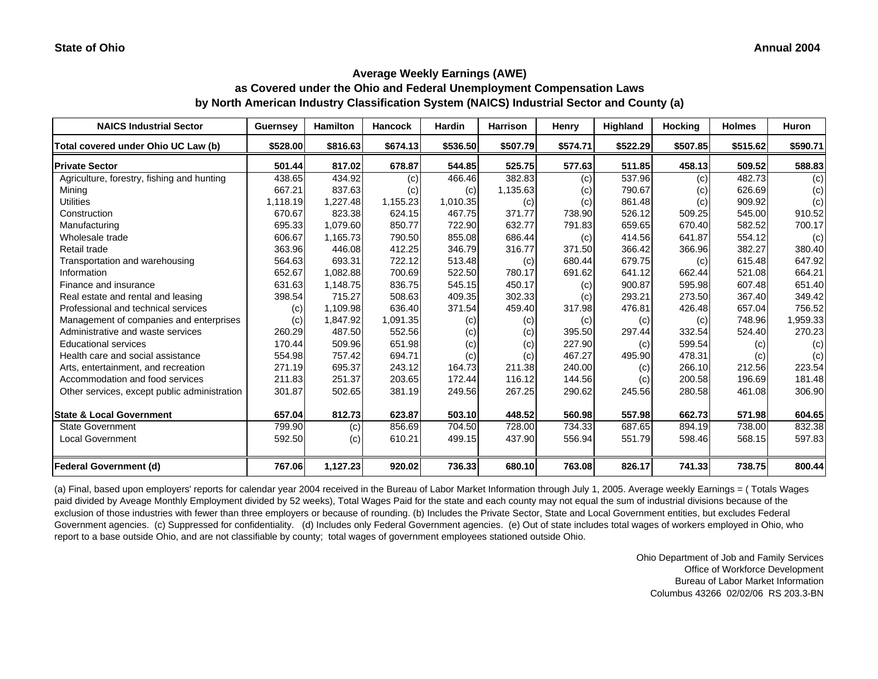State of Ohio

Annual 2004

## Average Weekly Earnings (AWE)
## as Covered under the Ohio and Federal Unemployment Compensation Laws
## by North American Industry Classification System (NAICS) Industrial Sector and County (a)

| NAICS Industrial Sector | Guernsey | Hamilton | Hancock | Hardin | Harrison | Henry | Highland | Hocking | Holmes | Huron |
|---|---|---|---|---|---|---|---|---|---|---|
| **Total covered under Ohio UC Law (b)** | **$528.00** | **$816.63** | **$674.13** | **$536.50** | **$507.79** | **$574.71** | **$522.29** | **$507.85** | **$515.62** | **$590.71** |
| **Private Sector** | **501.44** | **817.02** | **678.87** | **544.85** | **525.75** | **577.63** | **511.85** | **458.13** | **509.52** | **588.83** |
| Agriculture, forestry, fishing and hunting | 438.65 | 434.92 | (c) | 466.46 | 382.83 | (c) | 537.96 | (c) | 482.73 | (c) |
| Mining | 667.21 | 837.63 | (c) | (c) | 1,135.63 | (c) | 790.67 | (c) | 626.69 | (c) |
| Utilities | 1,118.19 | 1,227.48 | 1,155.23 | 1,010.35 | (c) | (c) | 861.48 | (c) | 909.92 | (c) |
| Construction | 670.67 | 823.38 | 624.15 | 467.75 | 371.77 | 738.90 | 526.12 | 509.25 | 545.00 | 910.52 |
| Manufacturing | 695.33 | 1,079.60 | 850.77 | 722.90 | 632.77 | 791.83 | 659.65 | 670.40 | 582.52 | 700.17 |
| Wholesale trade | 606.67 | 1,165.73 | 790.50 | 855.08 | 686.44 | (c) | 414.56 | 641.87 | 554.12 | (c) |
| Retail trade | 363.96 | 446.08 | 412.25 | 346.79 | 316.77 | 371.50 | 366.42 | 366.96 | 382.27 | 380.40 |
| Transportation and warehousing | 564.63 | 693.31 | 722.12 | 513.48 | (c) | 680.44 | 679.75 | (c) | 615.48 | 647.92 |
| Information | 652.67 | 1,082.88 | 700.69 | 522.50 | 780.17 | 691.62 | 641.12 | 662.44 | 521.08 | 664.21 |
| Finance and insurance | 631.63 | 1,148.75 | 836.75 | 545.15 | 450.17 | (c) | 900.87 | 595.98 | 607.48 | 651.40 |
| Real estate and rental and leasing | 398.54 | 715.27 | 508.63 | 409.35 | 302.33 | (c) | 293.21 | 273.50 | 367.40 | 349.42 |
| Professional and technical services | (c) | 1,109.98 | 636.40 | 371.54 | 459.40 | 317.98 | 476.81 | 426.48 | 657.04 | 756.52 |
| Management of companies and enterprises | (c) | 1,847.92 | 1,091.35 | (c) | (c) | (c) | (c) | (c) | 748.96 | 1,959.33 |
| Administrative and waste services | 260.29 | 487.50 | 552.56 | (c) | (c) | 395.50 | 297.44 | 332.54 | 524.40 | 270.23 |
| Educational services | 170.44 | 509.96 | 651.98 | (c) | (c) | 227.90 | (c) | 599.54 | (c) | (c) |
| Health care and social assistance | 554.98 | 757.42 | 694.71 | (c) | (c) | 467.27 | 495.90 | 478.31 | (c) | (c) |
| Arts, entertainment, and recreation | 271.19 | 695.37 | 243.12 | 164.73 | 211.38 | 240.00 | (c) | 266.10 | 212.56 | 223.54 |
| Accommodation and food services | 211.83 | 251.37 | 203.65 | 172.44 | 116.12 | 144.56 | (c) | 200.58 | 196.69 | 181.48 |
| Other services, except public administration | 301.87 | 502.65 | 381.19 | 249.56 | 267.25 | 290.62 | 245.56 | 280.58 | 461.08 | 306.90 |
| **State & Local Government** | **657.04** | **812.73** | **623.87** | **503.10** | **448.52** | **560.98** | **557.98** | **662.73** | **571.98** | **604.65** |
| State Government | 799.90 | (c) | 856.69 | 704.50 | 728.00 | 734.33 | 687.65 | 894.19 | 738.00 | 832.38 |
| Local Government | 592.50 | (c) | 610.21 | 499.15 | 437.90 | 556.94 | 551.79 | 598.46 | 568.15 | 597.83 |
| **Federal Government (d)** | **767.06** | **1,127.23** | **920.02** | **736.33** | **680.10** | **763.08** | **826.17** | **741.33** | **738.75** | **800.44** |

(a) Final, based upon employers' reports for calendar year 2004 received in the Bureau of Labor Market Information through July 1, 2005. Average weekly Earnings = ( Totals Wages paid divided by Aveage Monthly Employment divided by 52 weeks), Total Wages Paid for the state and each county may not equal the sum of industrial divisions because of the exclusion of those industries with fewer than three employers or because of rounding. (b) Includes the Private Sector, State and Local Government entities, but excludes Federal Government agencies. (c) Suppressed for confidentiality. (d) Includes only Federal Government agencies. (e) Out of state includes total wages of workers employed in Ohio, who report to a base outside Ohio, and are not classifiable by county; total wages of government employees stationed outside Ohio.

Ohio Department of Job and Family Services
Office of Workforce Development
Bureau of Labor Market Information
Columbus 43266 02/02/06 RS 203.3-BN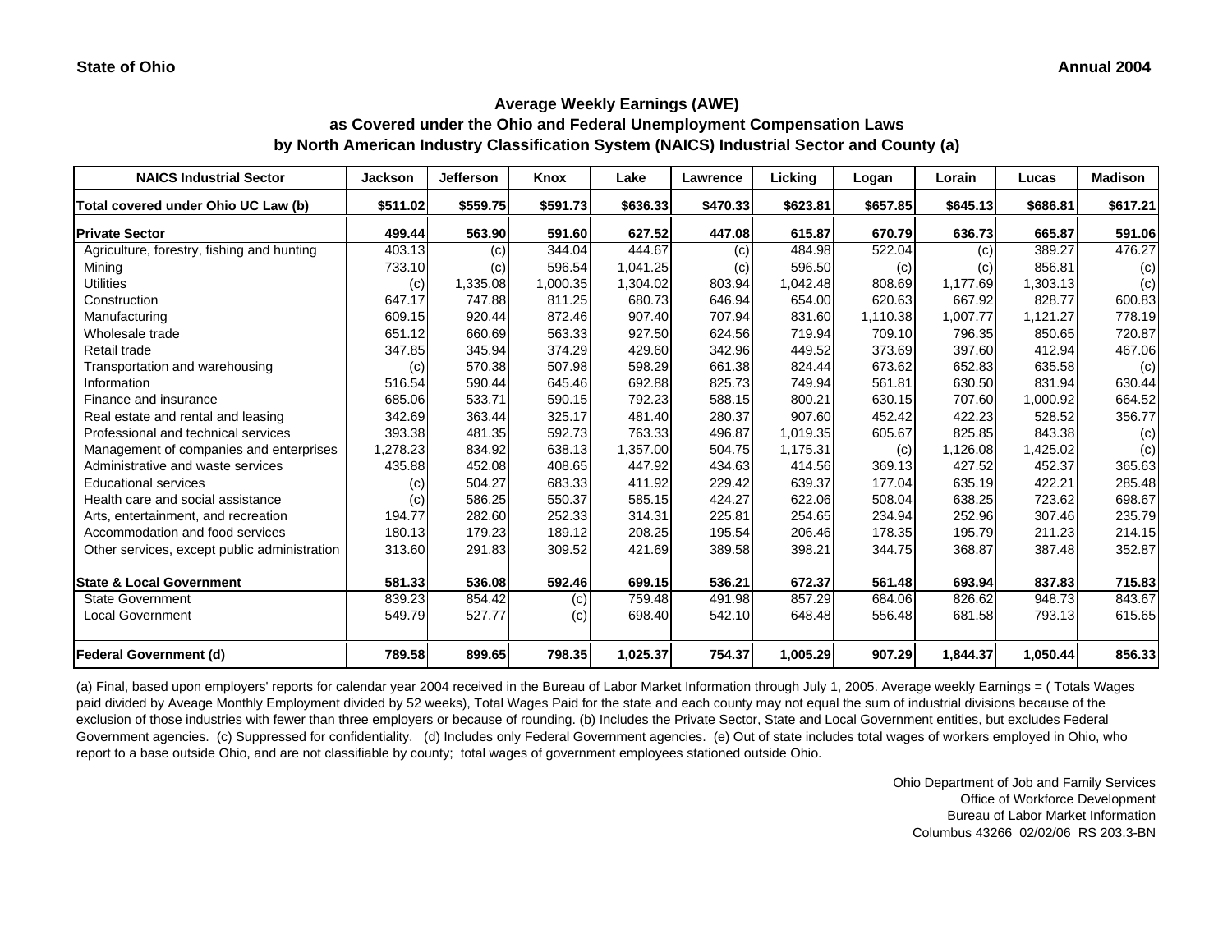**State of Ohio** | **Annual 2004**

## Average Weekly Earnings (AWE)
## as Covered under the Ohio and Federal Unemployment Compensation Laws
## by North American Industry Classification System (NAICS) Industrial Sector and County (a)

| NAICS Industrial Sector | Jackson | Jefferson | Knox | Lake | Lawrence | Licking | Logan | Lorain | Lucas | Madison |
|---|---|---|---|---|---|---|---|---|---|---|
| **Total covered under Ohio UC Law (b)** | **$511.02** | **$559.75** | **$591.73** | **$636.33** | **$470.33** | **$623.81** | **$657.85** | **$645.13** | **$686.81** | **$617.21** |
| **Private Sector** | **499.44** | **563.90** | **591.60** | **627.52** | **447.08** | **615.87** | **670.79** | **636.73** | **665.87** | **591.06** |
| Agriculture, forestry, fishing and hunting | 403.13 | (c) | 344.04 | 444.67 | (c) | 484.98 | 522.04 | (c) | 389.27 | 476.27 |
| Mining | 733.10 | (c) | 596.54 | 1,041.25 | (c) | 596.50 | (c) | (c) | 856.81 | (c) |
| Utilities | (c) | 1,335.08 | 1,000.35 | 1,304.02 | 803.94 | 1,042.48 | 808.69 | 1,177.69 | 1,303.13 | (c) |
| Construction | 647.17 | 747.88 | 811.25 | 680.73 | 646.94 | 654.00 | 620.63 | 667.92 | 828.77 | 600.83 |
| Manufacturing | 609.15 | 920.44 | 872.46 | 907.40 | 707.94 | 831.60 | 1,110.38 | 1,007.77 | 1,121.27 | 778.19 |
| Wholesale trade | 651.12 | 660.69 | 563.33 | 927.50 | 624.56 | 719.94 | 709.10 | 796.35 | 850.65 | 720.87 |
| Retail trade | 347.85 | 345.94 | 374.29 | 429.60 | 342.96 | 449.52 | 373.69 | 397.60 | 412.94 | 467.06 |
| Transportation and warehousing | (c) | 570.38 | 507.98 | 598.29 | 661.38 | 824.44 | 673.62 | 652.83 | 635.58 | (c) |
| Information | 516.54 | 590.44 | 645.46 | 692.88 | 825.73 | 749.94 | 561.81 | 630.50 | 831.94 | 630.44 |
| Finance and insurance | 685.06 | 533.71 | 590.15 | 792.23 | 588.15 | 800.21 | 630.15 | 707.60 | 1,000.92 | 664.52 |
| Real estate and rental and leasing | 342.69 | 363.44 | 325.17 | 481.40 | 280.37 | 907.60 | 452.42 | 422.23 | 528.52 | 356.77 |
| Professional and technical services | 393.38 | 481.35 | 592.73 | 763.33 | 496.87 | 1,019.35 | 605.67 | 825.85 | 843.38 | (c) |
| Management of companies and enterprises | 1,278.23 | 834.92 | 638.13 | 1,357.00 | 504.75 | 1,175.31 | (c) | 1,126.08 | 1,425.02 | (c) |
| Administrative and waste services | 435.88 | 452.08 | 408.65 | 447.92 | 434.63 | 414.56 | 369.13 | 427.52 | 452.37 | 365.63 |
| Educational services | (c) | 504.27 | 683.33 | 411.92 | 229.42 | 639.37 | 177.04 | 635.19 | 422.21 | 285.48 |
| Health care and social assistance | (c) | 586.25 | 550.37 | 585.15 | 424.27 | 622.06 | 508.04 | 638.25 | 723.62 | 698.67 |
| Arts, entertainment, and recreation | 194.77 | 282.60 | 252.33 | 314.31 | 225.81 | 254.65 | 234.94 | 252.96 | 307.46 | 235.79 |
| Accommodation and food services | 180.13 | 179.23 | 189.12 | 208.25 | 195.54 | 206.46 | 178.35 | 195.79 | 211.23 | 214.15 |
| Other services, except public administration | 313.60 | 291.83 | 309.52 | 421.69 | 389.58 | 398.21 | 344.75 | 368.87 | 387.48 | 352.87 |
| **State & Local Government** | **581.33** | **536.08** | **592.46** | **699.15** | **536.21** | **672.37** | **561.48** | **693.94** | **837.83** | **715.83** |
| State Government | 839.23 | 854.42 | (c) | 759.48 | 491.98 | 857.29 | 684.06 | 826.62 | 948.73 | 843.67 |
| Local Government | 549.79 | 527.77 | (c) | 698.40 | 542.10 | 648.48 | 556.48 | 681.58 | 793.13 | 615.65 |
| **Federal Government (d)** | **789.58** | **899.65** | **798.35** | **1,025.37** | **754.37** | **1,005.29** | **907.29** | **1,844.37** | **1,050.44** | **856.33** |

(a) Final, based upon employers' reports for calendar year 2004 received in the Bureau of Labor Market Information through July 1, 2005. Average weekly Earnings = ( Totals Wages paid divided by Aveage Monthly Employment divided by 52 weeks), Total Wages Paid for the state and each county may not equal the sum of industrial divisions because of the exclusion of those industries with fewer than three employers or because of rounding. (b) Includes the Private Sector, State and Local Government entities, but excludes Federal Government agencies. (c) Suppressed for confidentiality. (d) Includes only Federal Government agencies. (e) Out of state includes total wages of workers employed in Ohio, who report to a base outside Ohio, and are not classifiable by county; total wages of government employees stationed outside Ohio.

Ohio Department of Job and Family Services
Office of Workforce Development
Bureau of Labor Market Information
Columbus 43266 02/02/06 RS 203.3-BN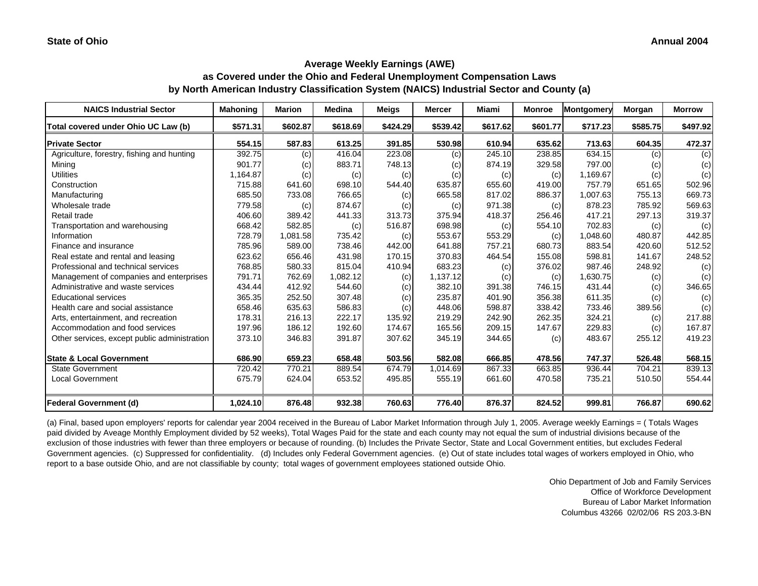**State of Ohio** **Annual 2004**

## Average Weekly Earnings (AWE)
## as Covered under the Ohio and Federal Unemployment Compensation Laws
## by North American Industry Classification System (NAICS) Industrial Sector and County (a)

| NAICS Industrial Sector | Mahoning | Marion | Medina | Meigs | Mercer | Miami | Monroe | Montgomery | Morgan | Morrow |
|---|---|---|---|---|---|---|---|---|---|---|
| **Total covered under Ohio UC Law (b)** | **$571.31** | **$602.87** | **$618.69** | **$424.29** | **$539.42** | **$617.62** | **$601.77** | **$717.23** | **$585.75** | **$497.92** |
| **Private Sector** | **554.15** | **587.83** | **613.25** | **391.85** | **530.98** | **610.94** | **635.62** | **713.63** | **604.35** | **472.37** |
| Agriculture, forestry, fishing and hunting | 392.75 | (c) | 416.04 | 223.08 | (c) | 245.10 | 238.85 | 634.15 | (c) | (c) |
| Mining | 901.77 | (c) | 883.71 | 748.13 | (c) | 874.19 | 329.58 | 797.00 | (c) | (c) |
| Utilities | 1,164.87 | (c) | (c) | (c) | (c) | (c) | (c) | 1,169.67 | (c) | (c) |
| Construction | 715.88 | 641.60 | 698.10 | 544.40 | 635.87 | 655.60 | 419.00 | 757.79 | 651.65 | 502.96 |
| Manufacturing | 685.50 | 733.08 | 766.65 | (c) | 665.58 | 817.02 | 886.37 | 1,007.63 | 755.13 | 669.73 |
| Wholesale trade | 779.58 | (c) | 874.67 | (c) | (c) | 971.38 | (c) | 878.23 | 785.92 | 569.63 |
| Retail trade | 406.60 | 389.42 | 441.33 | 313.73 | 375.94 | 418.37 | 256.46 | 417.21 | 297.13 | 319.37 |
| Transportation and warehousing | 668.42 | 582.85 | (c) | 516.87 | 698.98 | (c) | 554.10 | 702.83 | (c) | (c) |
| Information | 728.79 | 1,081.58 | 735.42 | (c) | 553.67 | 553.29 | (c) | 1,048.60 | 480.87 | 442.85 |
| Finance and insurance | 785.96 | 589.00 | 738.46 | 442.00 | 641.88 | 757.21 | 680.73 | 883.54 | 420.60 | 512.52 |
| Real estate and rental and leasing | 623.62 | 656.46 | 431.98 | 170.15 | 370.83 | 464.54 | 155.08 | 598.81 | 141.67 | 248.52 |
| Professional and technical services | 768.85 | 580.33 | 815.04 | 410.94 | 683.23 | (c) | 376.02 | 987.46 | 248.92 | (c) |
| Management of companies and enterprises | 791.71 | 762.69 | 1,082.12 | (c) | 1,137.12 | (c) | (c) | 1,630.75 | (c) | (c) |
| Administrative and waste services | 434.44 | 412.92 | 544.60 | (c) | 382.10 | 391.38 | 746.15 | 431.44 | (c) | 346.65 |
| Educational services | 365.35 | 252.50 | 307.48 | (c) | 235.87 | 401.90 | 356.38 | 611.35 | (c) | (c) |
| Health care and social assistance | 658.46 | 635.63 | 586.83 | (c) | 448.06 | 598.87 | 338.42 | 733.46 | 389.56 | (c) |
| Arts, entertainment, and recreation | 178.31 | 216.13 | 222.17 | 135.92 | 219.29 | 242.90 | 262.35 | 324.21 | (c) | 217.88 |
| Accommodation and food services | 197.96 | 186.12 | 192.60 | 174.67 | 165.56 | 209.15 | 147.67 | 229.83 | (c) | 167.87 |
| Other services, except public administration | 373.10 | 346.83 | 391.87 | 307.62 | 345.19 | 344.65 | (c) | 483.67 | 255.12 | 419.23 |
| **State & Local Government** | **686.90** | **659.23** | **658.48** | **503.56** | **582.08** | **666.85** | **478.56** | **747.37** | **526.48** | **568.15** |
| State Government | 720.42 | 770.21 | 889.54 | 674.79 | 1,014.69 | 867.33 | 663.85 | 936.44 | 704.21 | 839.13 |
| Local Government | 675.79 | 624.04 | 653.52 | 495.85 | 555.19 | 661.60 | 470.58 | 735.21 | 510.50 | 554.44 |
| **Federal Government (d)** | **1,024.10** | **876.48** | **932.38** | **760.63** | **776.40** | **876.37** | **824.52** | **999.81** | **766.87** | **690.62** |

(a) Final, based upon employers' reports for calendar year 2004 received in the Bureau of Labor Market Information through July 1, 2005. Average weekly Earnings = ( Totals Wages paid divided by Aveage Monthly Employment divided by 52 weeks), Total Wages Paid for the state and each county may not equal the sum of industrial divisions because of the exclusion of those industries with fewer than three employers or because of rounding. (b) Includes the Private Sector, State and Local Government entities, but excludes Federal Government agencies. (c) Suppressed for confidentiality. (d) Includes only Federal Government agencies. (e) Out of state includes total wages of workers employed in Ohio, who report to a base outside Ohio, and are not classifiable by county; total wages of government employees stationed outside Ohio.

Ohio Department of Job and Family Services
Office of Workforce Development
Bureau of Labor Market Information
Columbus 43266 02/02/06 RS 203.3-BN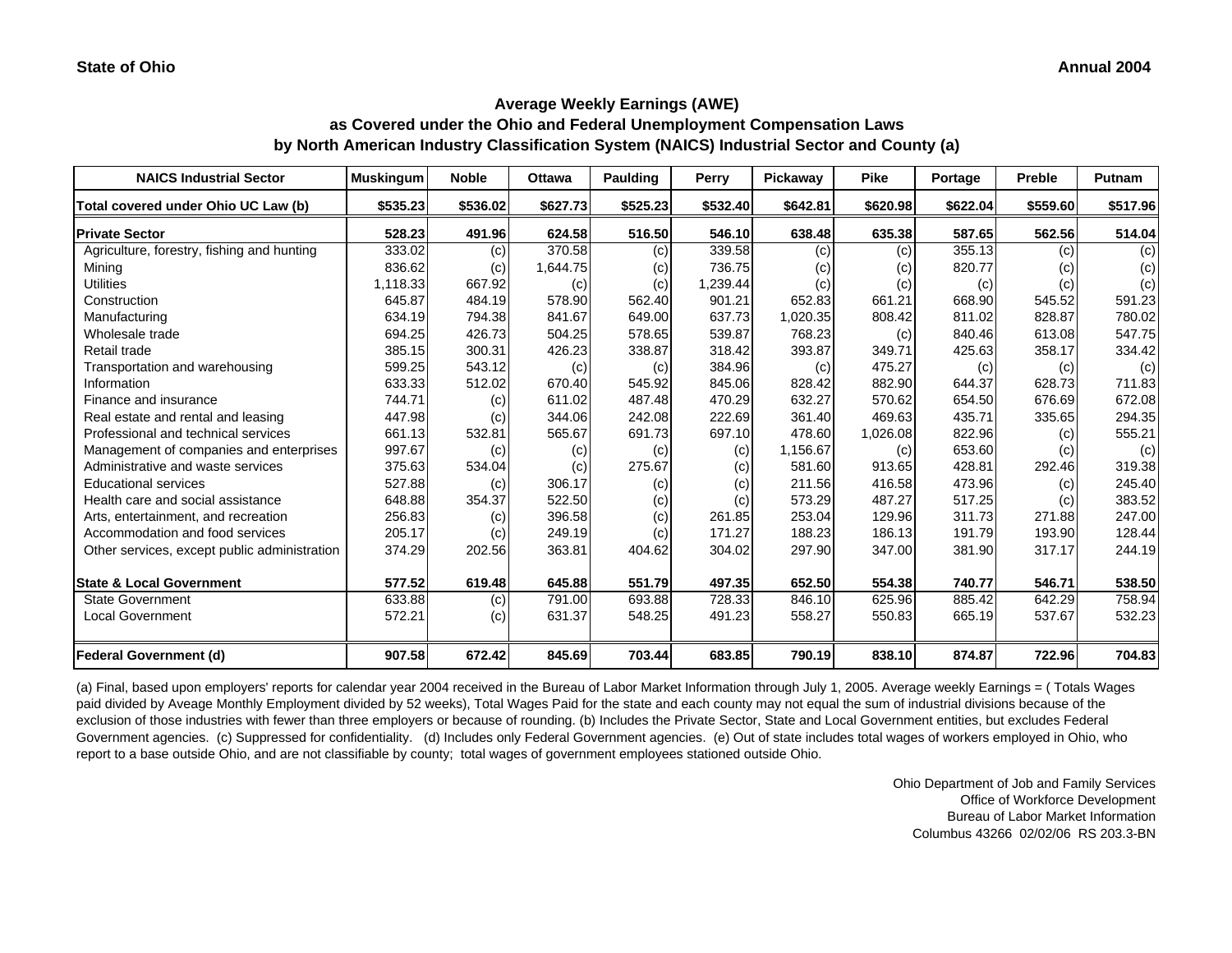**State of Ohio** **Annual 2004**

## Average Weekly Earnings (AWE)
## as Covered under the Ohio and Federal Unemployment Compensation Laws
## by North American Industry Classification System (NAICS) Industrial Sector and County (a)

| NAICS Industrial Sector | Muskingum | Noble | Ottawa | Paulding | Perry | Pickaway | Pike | Portage | Preble | Putnam |
|---|---|---|---|---|---|---|---|---|---|---|
| **Total covered under Ohio UC Law (b)** | **$535.23** | **$536.02** | **$627.73** | **$525.23** | **$532.40** | **$642.81** | **$620.98** | **$622.04** | **$559.60** | **$517.96** |
| **Private Sector** | **528.23** | **491.96** | **624.58** | **516.50** | **546.10** | **638.48** | **635.38** | **587.65** | **562.56** | **514.04** |
| Agriculture, forestry, fishing and hunting | 333.02 | (c) | 370.58 | (c) | 339.58 | (c) | (c) | 355.13 | (c) | (c) |
| Mining | 836.62 | (c) | 1,644.75 | (c) | 736.75 | (c) | (c) | 820.77 | (c) | (c) |
| Utilities | 1,118.33 | 667.92 | (c) | (c) | 1,239.44 | (c) | (c) | (c) | (c) | (c) |
| Construction | 645.87 | 484.19 | 578.90 | 562.40 | 901.21 | 652.83 | 661.21 | 668.90 | 545.52 | 591.23 |
| Manufacturing | 634.19 | 794.38 | 841.67 | 649.00 | 637.73 | 1,020.35 | 808.42 | 811.02 | 828.87 | 780.02 |
| Wholesale trade | 694.25 | 426.73 | 504.25 | 578.65 | 539.87 | 768.23 | (c) | 840.46 | 613.08 | 547.75 |
| Retail trade | 385.15 | 300.31 | 426.23 | 338.87 | 318.42 | 393.87 | 349.71 | 425.63 | 358.17 | 334.42 |
| Transportation and warehousing | 599.25 | 543.12 | (c) | (c) | 384.96 | (c) | 475.27 | (c) | (c) | (c) |
| Information | 633.33 | 512.02 | 670.40 | 545.92 | 845.06 | 828.42 | 882.90 | 644.37 | 628.73 | 711.83 |
| Finance and insurance | 744.71 | (c) | 611.02 | 487.48 | 470.29 | 632.27 | 570.62 | 654.50 | 676.69 | 672.08 |
| Real estate and rental and leasing | 447.98 | (c) | 344.06 | 242.08 | 222.69 | 361.40 | 469.63 | 435.71 | 335.65 | 294.35 |
| Professional and technical services | 661.13 | 532.81 | 565.67 | 691.73 | 697.10 | 478.60 | 1,026.08 | 822.96 | (c) | 555.21 |
| Management of companies and enterprises | 997.67 | (c) | (c) | (c) | (c) | 1,156.67 | (c) | 653.60 | (c) | (c) |
| Administrative and waste services | 375.63 | 534.04 | (c) | 275.67 | (c) | 581.60 | 913.65 | 428.81 | 292.46 | 319.38 |
| Educational services | 527.88 | (c) | 306.17 | (c) | (c) | 211.56 | 416.58 | 473.96 | (c) | 245.40 |
| Health care and social assistance | 648.88 | 354.37 | 522.50 | (c) | (c) | 573.29 | 487.27 | 517.25 | (c) | 383.52 |
| Arts, entertainment, and recreation | 256.83 | (c) | 396.58 | (c) | 261.85 | 253.04 | 129.96 | 311.73 | 271.88 | 247.00 |
| Accommodation and food services | 205.17 | (c) | 249.19 | (c) | 171.27 | 188.23 | 186.13 | 191.79 | 193.90 | 128.44 |
| Other services, except public administration | 374.29 | 202.56 | 363.81 | 404.62 | 304.02 | 297.90 | 347.00 | 381.90 | 317.17 | 244.19 |
| **State & Local Government** | **577.52** | **619.48** | **645.88** | **551.79** | **497.35** | **652.50** | **554.38** | **740.77** | **546.71** | **538.50** |
| State Government | 633.88 | (c) | 791.00 | 693.88 | 728.33 | 846.10 | 625.96 | 885.42 | 642.29 | 758.94 |
| Local Government | 572.21 | (c) | 631.37 | 548.25 | 491.23 | 558.27 | 550.83 | 665.19 | 537.67 | 532.23 |
| **Federal Government (d)** | **907.58** | **672.42** | **845.69** | **703.44** | **683.85** | **790.19** | **838.10** | **874.87** | **722.96** | **704.83** |

(a) Final, based upon employers' reports for calendar year 2004 received in the Bureau of Labor Market Information through July 1, 2005. Average weekly Earnings = ( Totals Wages paid divided by Aveage Monthly Employment divided by 52 weeks), Total Wages Paid for the state and each county may not equal the sum of industrial divisions because of the exclusion of those industries with fewer than three employers or because of rounding. (b) Includes the Private Sector, State and Local Government entities, but excludes Federal Government agencies. (c) Suppressed for confidentiality. (d) Includes only Federal Government agencies. (e) Out of state includes total wages of workers employed in Ohio, who report to a base outside Ohio, and are not classifiable by county; total wages of government employees stationed outside Ohio.

Ohio Department of Job and Family Services
Office of Workforce Development
Bureau of Labor Market Information
Columbus 43266 02/02/06 RS 203.3-BN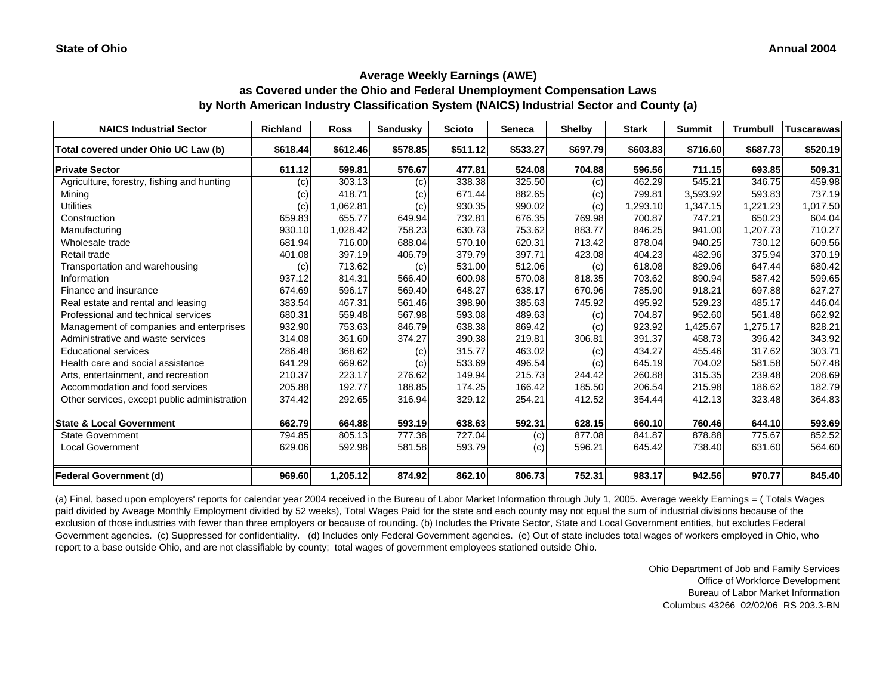**State of Ohio** **Annual 2004**

## Average Weekly Earnings (AWE)
## as Covered under the Ohio and Federal Unemployment Compensation Laws
## by North American Industry Classification System (NAICS) Industrial Sector and County (a)

| NAICS Industrial Sector | Richland | Ross | Sandusky | Scioto | Seneca | Shelby | Stark | Summit | Trumbull | Tuscarawas |
|---|---|---|---|---|---|---|---|---|---|---|
| **Total covered under Ohio UC Law (b)** | **$618.44** | **$612.46** | **$578.85** | **$511.12** | **$533.27** | **$697.79** | **$603.83** | **$716.60** | **$687.73** | **$520.19** |
| **Private Sector** | **611.12** | **599.81** | **576.67** | **477.81** | **524.08** | **704.88** | **596.56** | **711.15** | **693.85** | **509.31** |
| Agriculture, forestry, fishing and hunting | (c) | 303.13 | (c) | 338.38 | 325.50 | (c) | 462.29 | 545.21 | 346.75 | 459.98 |
| Mining | (c) | 418.71 | (c) | 671.44 | 882.65 | (c) | 799.81 | 3,593.92 | 593.83 | 737.19 |
| Utilities | (c) | 1,062.81 | (c) | 930.35 | 990.02 | (c) | 1,293.10 | 1,347.15 | 1,221.23 | 1,017.50 |
| Construction | 659.83 | 655.77 | 649.94 | 732.81 | 676.35 | 769.98 | 700.87 | 747.21 | 650.23 | 604.04 |
| Manufacturing | 930.10 | 1,028.42 | 758.23 | 630.73 | 753.62 | 883.77 | 846.25 | 941.00 | 1,207.73 | 710.27 |
| Wholesale trade | 681.94 | 716.00 | 688.04 | 570.10 | 620.31 | 713.42 | 878.04 | 940.25 | 730.12 | 609.56 |
| Retail trade | 401.08 | 397.19 | 406.79 | 379.79 | 397.71 | 423.08 | 404.23 | 482.96 | 375.94 | 370.19 |
| Transportation and warehousing | (c) | 713.62 | (c) | 531.00 | 512.06 | (c) | 618.08 | 829.06 | 647.44 | 680.42 |
| Information | 937.12 | 814.31 | 566.40 | 600.98 | 570.08 | 818.35 | 703.62 | 890.94 | 587.42 | 599.65 |
| Finance and insurance | 674.69 | 596.17 | 569.40 | 648.27 | 638.17 | 670.96 | 785.90 | 918.21 | 697.88 | 627.27 |
| Real estate and rental and leasing | 383.54 | 467.31 | 561.46 | 398.90 | 385.63 | 745.92 | 495.92 | 529.23 | 485.17 | 446.04 |
| Professional and technical services | 680.31 | 559.48 | 567.98 | 593.08 | 489.63 | (c) | 704.87 | 952.60 | 561.48 | 662.92 |
| Management of companies and enterprises | 932.90 | 753.63 | 846.79 | 638.38 | 869.42 | (c) | 923.92 | 1,425.67 | 1,275.17 | 828.21 |
| Administrative and waste services | 314.08 | 361.60 | 374.27 | 390.38 | 219.81 | 306.81 | 391.37 | 458.73 | 396.42 | 343.92 |
| Educational services | 286.48 | 368.62 | (c) | 315.77 | 463.02 | (c) | 434.27 | 455.46 | 317.62 | 303.71 |
| Health care and social assistance | 641.29 | 669.62 | (c) | 533.69 | 496.54 | (c) | 645.19 | 704.02 | 581.58 | 507.48 |
| Arts, entertainment, and recreation | 210.37 | 223.17 | 276.62 | 149.94 | 215.73 | 244.42 | 260.88 | 315.35 | 239.48 | 208.69 |
| Accommodation and food services | 205.88 | 192.77 | 188.85 | 174.25 | 166.42 | 185.50 | 206.54 | 215.98 | 186.62 | 182.79 |
| Other services, except public administration | 374.42 | 292.65 | 316.94 | 329.12 | 254.21 | 412.52 | 354.44 | 412.13 | 323.48 | 364.83 |
| **State & Local Government** | **662.79** | **664.88** | **593.19** | **638.63** | **592.31** | **628.15** | **660.10** | **760.46** | **644.10** | **593.69** |
| State Government | 794.85 | 805.13 | 777.38 | 727.04 | (c) | 877.08 | 841.87 | 878.88 | 775.67 | 852.52 |
| Local Government | 629.06 | 592.98 | 581.58 | 593.79 | (c) | 596.21 | 645.42 | 738.40 | 631.60 | 564.60 |
| **Federal Government (d)** | **969.60** | **1,205.12** | **874.92** | **862.10** | **806.73** | **752.31** | **983.17** | **942.56** | **970.77** | **845.40** |

(a) Final, based upon employers' reports for calendar year 2004 received in the Bureau of Labor Market Information through July 1, 2005. Average weekly Earnings = ( Totals Wages paid divided by Aveage Monthly Employment divided by 52 weeks), Total Wages Paid for the state and each county may not equal the sum of industrial divisions because of the exclusion of those industries with fewer than three employers or because of rounding. (b) Includes the Private Sector, State and Local Government entities, but excludes Federal Government agencies. (c) Suppressed for confidentiality. (d) Includes only Federal Government agencies. (e) Out of state includes total wages of workers employed in Ohio, who report to a base outside Ohio, and are not classifiable by county; total wages of government employees stationed outside Ohio.

Ohio Department of Job and Family Services
Office of Workforce Development
Bureau of Labor Market Information
Columbus 43266 02/02/06 RS 203.3-BN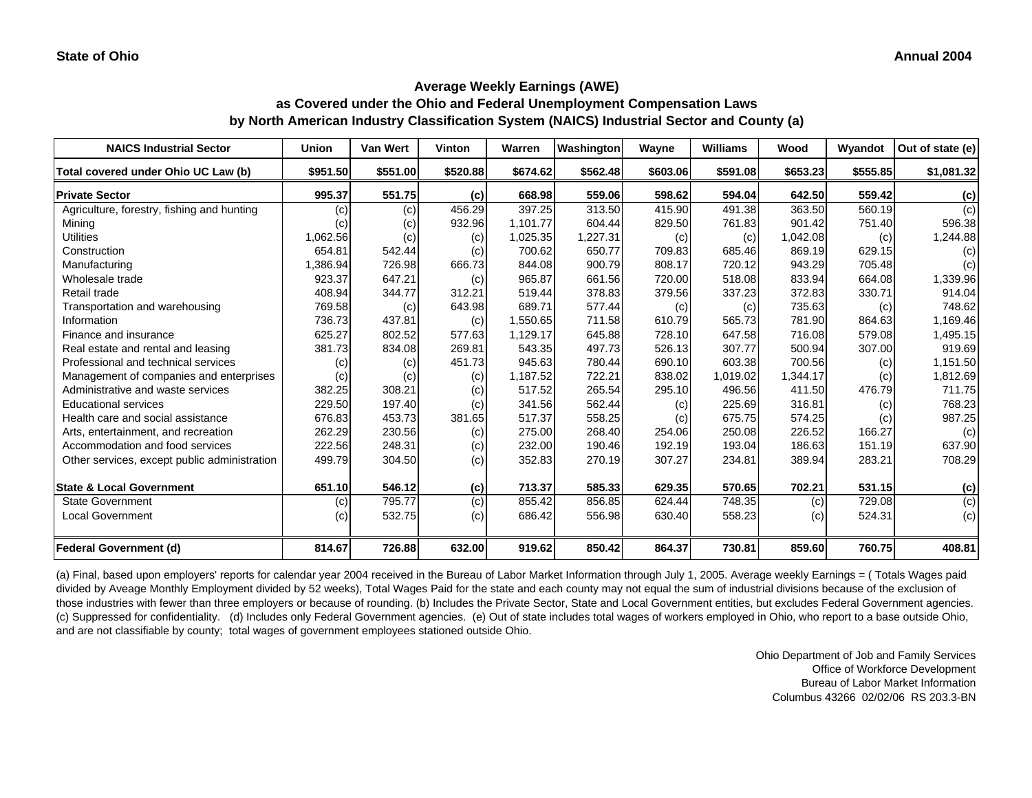**State of Ohio** **Annual 2004**

### Average Weekly Earnings (AWE)
### as Covered under the Ohio and Federal Unemployment Compensation Laws
### by North American Industry Classification System (NAICS) Industrial Sector and County (a)

| NAICS Industrial Sector | Union | Van Wert | Vinton | Warren | Washington | Wayne | Williams | Wood | Wyandot | Out of state (e) |
|---|---|---|---|---|---|---|---|---|---|---|
| **Total covered under Ohio UC Law (b)** | **$951.50** | **$551.00** | **$520.88** | **$674.62** | **$562.48** | **$603.06** | **$591.08** | **$653.23** | **$555.85** | **$1,081.32** |
| **Private Sector** | **995.37** | **551.75** | **(c)** | **668.98** | **559.06** | **598.62** | **594.04** | **642.50** | **559.42** | **(c)** |
| Agriculture, forestry, fishing and hunting | (c) | (c) | 456.29 | 397.25 | 313.50 | 415.90 | 491.38 | 363.50 | 560.19 | (c) |
| Mining | (c) | (c) | 932.96 | 1,101.77 | 604.44 | 829.50 | 761.83 | 901.42 | 751.40 | 596.38 |
| Utilities | 1,062.56 | (c) | (c) | 1,025.35 | 1,227.31 | (c) | (c) | 1,042.08 | (c) | 1,244.88 |
| Construction | 654.81 | 542.44 | (c) | 700.62 | 650.77 | 709.83 | 685.46 | 869.19 | 629.15 | (c) |
| Manufacturing | 1,386.94 | 726.98 | 666.73 | 844.08 | 900.79 | 808.17 | 720.12 | 943.29 | 705.48 | (c) |
| Wholesale trade | 923.37 | 647.21 | (c) | 965.87 | 661.56 | 720.00 | 518.08 | 833.94 | 664.08 | 1,339.96 |
| Retail trade | 408.94 | 344.77 | 312.21 | 519.44 | 378.83 | 379.56 | 337.23 | 372.83 | 330.71 | 914.04 |
| Transportation and warehousing | 769.58 | (c) | 643.98 | 689.71 | 577.44 | (c) | (c) | 735.63 | (c) | 748.62 |
| Information | 736.73 | 437.81 | (c) | 1,550.65 | 711.58 | 610.79 | 565.73 | 781.90 | 864.63 | 1,169.46 |
| Finance and insurance | 625.27 | 802.52 | 577.63 | 1,129.17 | 645.88 | 728.10 | 647.58 | 716.08 | 579.08 | 1,495.15 |
| Real estate and rental and leasing | 381.73 | 834.08 | 269.81 | 543.35 | 497.73 | 526.13 | 307.77 | 500.94 | 307.00 | 919.69 |
| Professional and technical services | (c) | (c) | 451.73 | 945.63 | 780.44 | 690.10 | 603.38 | 700.56 | (c) | 1,151.50 |
| Management of companies and enterprises | (c) | (c) | (c) | 1,187.52 | 722.21 | 838.02 | 1,019.02 | 1,344.17 | (c) | 1,812.69 |
| Administrative and waste services | 382.25 | 308.21 | (c) | 517.52 | 265.54 | 295.10 | 496.56 | 411.50 | 476.79 | 711.75 |
| Educational services | 229.50 | 197.40 | (c) | 341.56 | 562.44 | (c) | 225.69 | 316.81 | (c) | 768.23 |
| Health care and social assistance | 676.83 | 453.73 | 381.65 | 517.37 | 558.25 | (c) | 675.75 | 574.25 | (c) | 987.25 |
| Arts, entertainment, and recreation | 262.29 | 230.56 | (c) | 275.00 | 268.40 | 254.06 | 250.08 | 226.52 | 166.27 | (c) |
| Accommodation and food services | 222.56 | 248.31 | (c) | 232.00 | 190.46 | 192.19 | 193.04 | 186.63 | 151.19 | 637.90 |
| Other services, except public administration | 499.79 | 304.50 | (c) | 352.83 | 270.19 | 307.27 | 234.81 | 389.94 | 283.21 | 708.29 |
| **State & Local Government** | **651.10** | **546.12** | **(c)** | **713.37** | **585.33** | **629.35** | **570.65** | **702.21** | **531.15** | **(c)** |
| State Government | (c) | 795.77 | (c) | 855.42 | 856.85 | 624.44 | 748.35 | (c) | 729.08 | (c) |
| Local Government | (c) | 532.75 | (c) | 686.42 | 556.98 | 630.40 | 558.23 | (c) | 524.31 | (c) |
| **Federal Government (d)** | **814.67** | **726.88** | **632.00** | **919.62** | **850.42** | **864.37** | **730.81** | **859.60** | **760.75** | **408.81** |

(a) Final, based upon employers' reports for calendar year 2004 received in the Bureau of Labor Market Information through July 1, 2005. Average weekly Earnings = ( Totals Wages paid divided by Aveage Monthly Employment divided by 52 weeks), Total Wages Paid for the state and each county may not equal the sum of industrial divisions because of the exclusion of those industries with fewer than three employers or because of rounding. (b) Includes the Private Sector, State and Local Government entities, but excludes Federal Government agencies. (c) Suppressed for confidentiality. (d) Includes only Federal Government agencies. (e) Out of state includes total wages of workers employed in Ohio, who report to a base outside Ohio, and are not classifiable by county; total wages of government employees stationed outside Ohio.

Ohio Department of Job and Family Services
Office of Workforce Development
Bureau of Labor Market Information
Columbus 43266 02/02/06 RS 203.3-BN